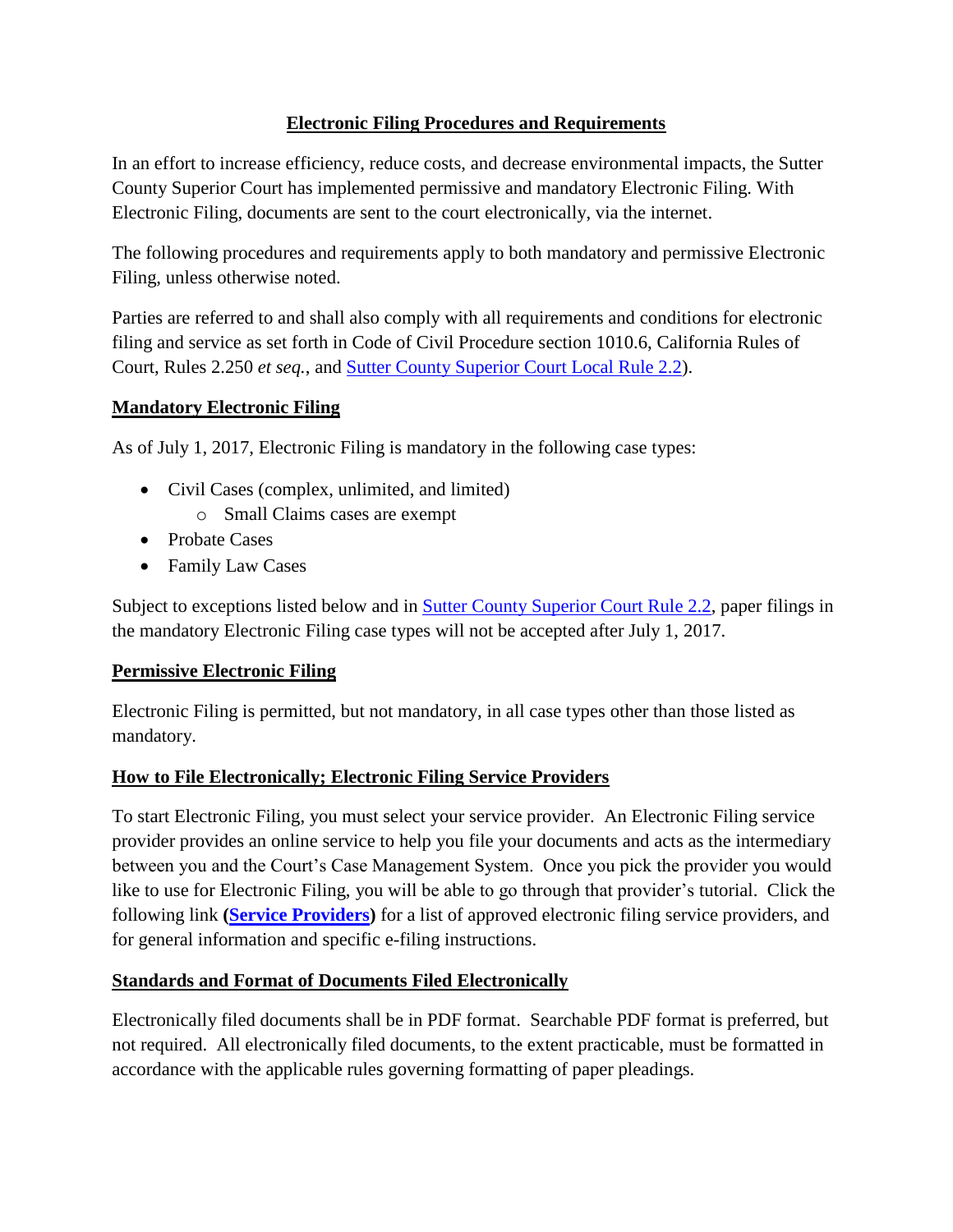# Electronic Filing Procedures and Requirements

In an effort to increase efficiency, reduce costs, and decrease environmental impacts, the Sutter County Superior Court has implemented permissive and mandatory Electronic Filing. With Electronic Filing, documents are sent to the court electronically, via the internet.

The following procedures and requirements apply to both mandatory and permissive Electronic Filing, unless otherwise noted.

Parties are referred to and shall also comply with all requirements and conditions for electronic filing and service as set forth in Code of Civil Procedure section 1010.6, California Rules of Court, Rules 2.250 *et seq.*, and Sutter County Superior Court Local Rule 2.2).

## Mandatory Electronic Filing

As of July 1, 2017, Electronic Filing is mandatory in the following case types:

- Civil Cases (complex, unlimited, and limited)
  - Small Claims cases are exempt
- Probate Cases
- Family Law Cases

Subject to exceptions listed below and in Sutter County Superior Court Rule 2.2, paper filings in the mandatory Electronic Filing case types will not be accepted after July 1, 2017.

## Permissive Electronic Filing

Electronic Filing is permitted, but not mandatory, in all case types other than those listed as mandatory.

## How to File Electronically; Electronic Filing Service Providers

To start Electronic Filing, you must select your service provider. An Electronic Filing service provider provides an online service to help you file your documents and acts as the intermediary between you and the Court's Case Management System. Once you pick the provider you would like to use for Electronic Filing, you will be able to go through that provider's tutorial. Click the following link **(Service Providers)** for a list of approved electronic filing service providers, and for general information and specific e-filing instructions.

## Standards and Format of Documents Filed Electronically

Electronically filed documents shall be in PDF format. Searchable PDF format is preferred, but not required. All electronically filed documents, to the extent practicable, must be formatted in accordance with the applicable rules governing formatting of paper pleadings.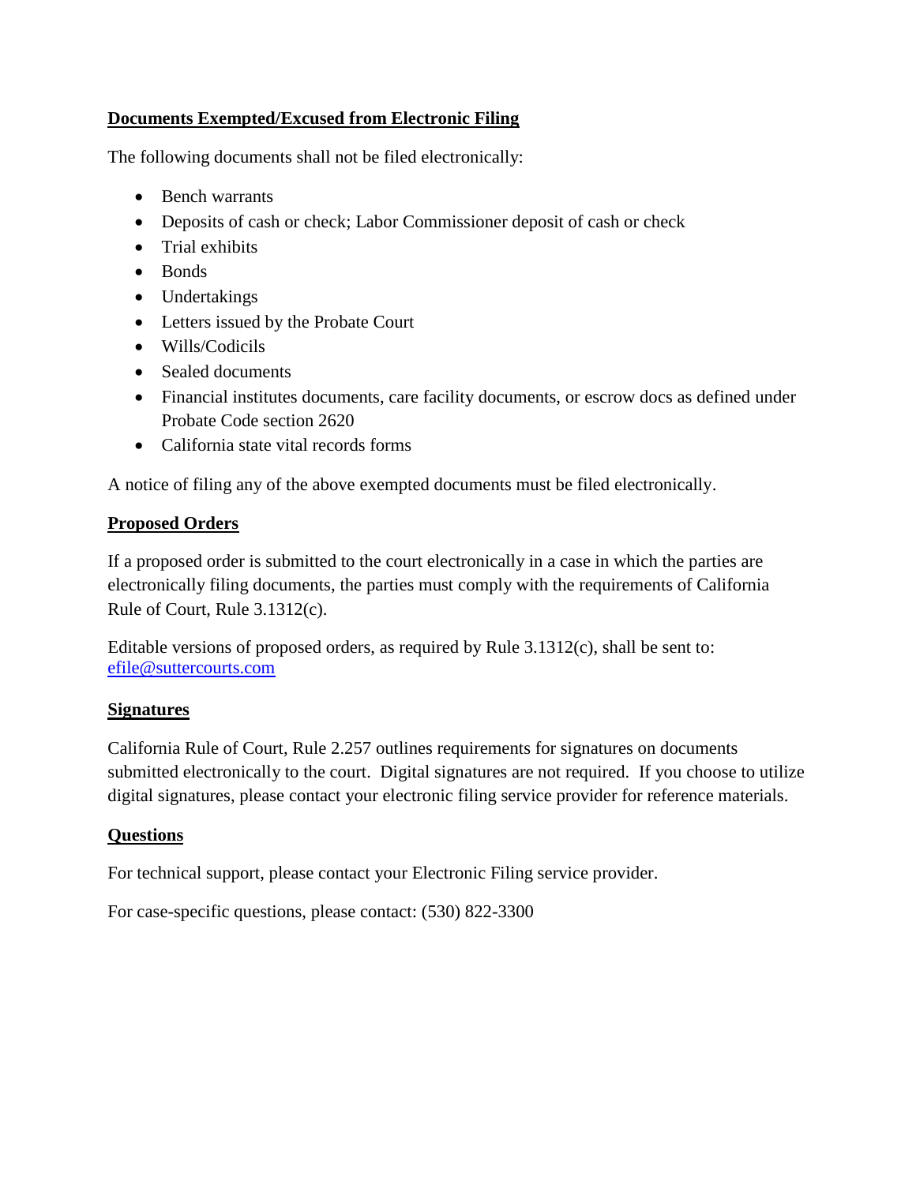## Documents Exempted/Excused from Electronic Filing

The following documents shall not be filed electronically:

- Bench warrants
- Deposits of cash or check; Labor Commissioner deposit of cash or check
- Trial exhibits
- Bonds
- Undertakings
- Letters issued by the Probate Court
- Wills/Codicils
- Sealed documents
- Financial institutes documents, care facility documents, or escrow docs as defined under Probate Code section 2620
- California state vital records forms

A notice of filing any of the above exempted documents must be filed electronically.

## Proposed Orders

If a proposed order is submitted to the court electronically in a case in which the parties are electronically filing documents, the parties must comply with the requirements of California Rule of Court, Rule 3.1312(c).

Editable versions of proposed orders, as required by Rule 3.1312(c), shall be sent to: efile@suttercourts.com

## Signatures

California Rule of Court, Rule 2.257 outlines requirements for signatures on documents submitted electronically to the court. Digital signatures are not required. If you choose to utilize digital signatures, please contact your electronic filing service provider for reference materials.

## Questions

For technical support, please contact your Electronic Filing service provider.

For case-specific questions, please contact: (530) 822-3300